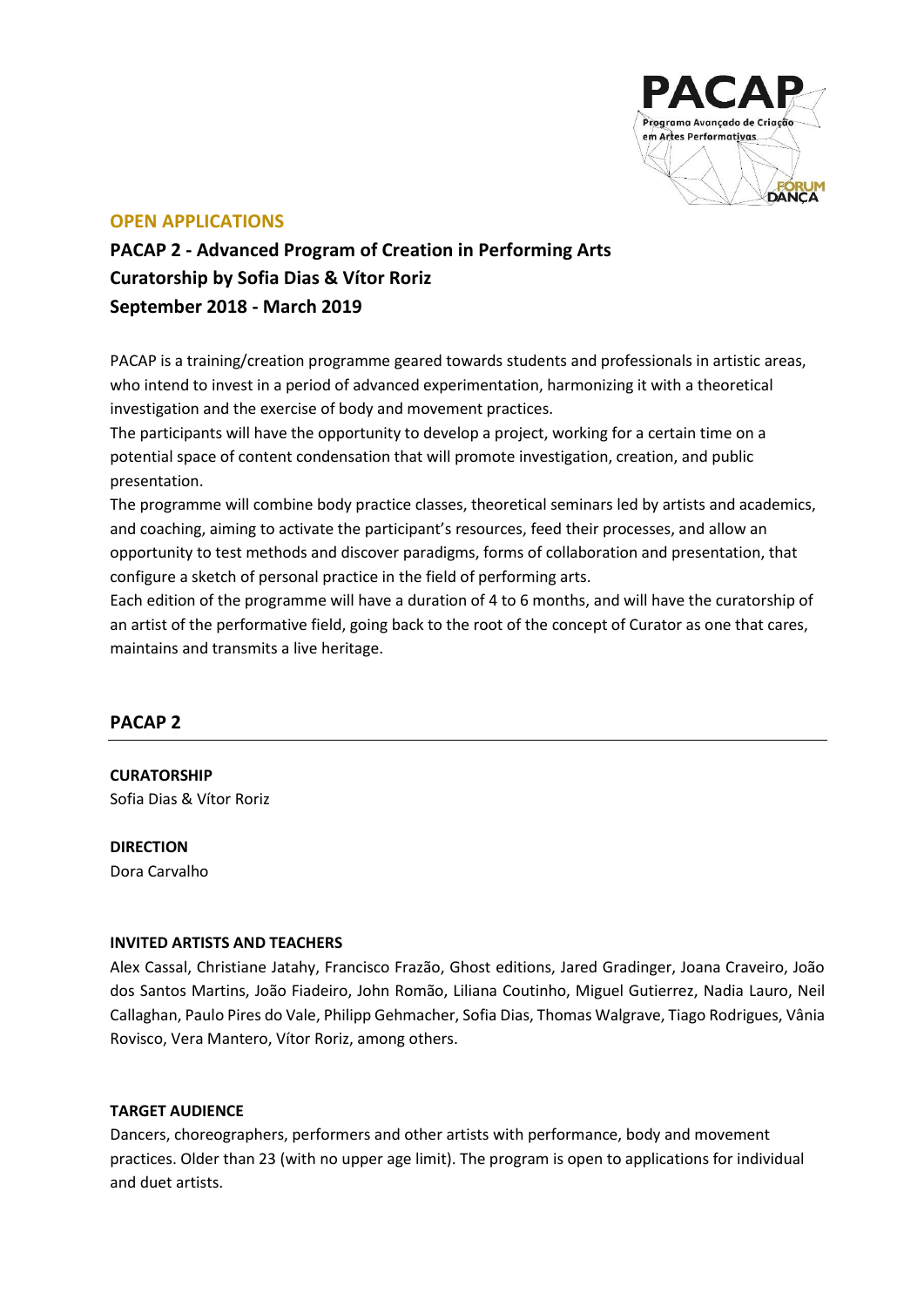**OPEN APPLICATIONS**

# PACAP 2 - Advanced Program of Creation in Performing Arts
# Curatorship by Sofia Dias & Vítor Roriz
# September 2018 - March 2019

PACAP is a training/creation programme geared towards students and professionals in artistic areas, who intend to invest in a period of advanced experimentation, harmonizing it with a theoretical investigation and the exercise of body and movement practices.

The participants will have the opportunity to develop a project, working for a certain time on a potential space of content condensation that will promote investigation, creation, and public presentation.

The programme will combine body practice classes, theoretical seminars led by artists and academics, and coaching, aiming to activate the participant's resources, feed their processes, and allow an opportunity to test methods and discover paradigms, forms of collaboration and presentation, that configure a sketch of personal practice in the field of performing arts.

Each edition of the programme will have a duration of 4 to 6 months, and will have the curatorship of an artist of the performative field, going back to the root of the concept of Curator as one that cares, maintains and transmits a live heritage.

## PACAP 2

**CURATORSHIP**
Sofia Dias & Vítor Roriz

**DIRECTION**
Dora Carvalho

**INVITED ARTISTS AND TEACHERS**
Alex Cassal, Christiane Jatahy, Francisco Frazão, Ghost editions, Jared Gradinger, Joana Craveiro, João dos Santos Martins, João Fiadeiro, John Romão, Liliana Coutinho, Miguel Gutierrez, Nadia Lauro, Neil Callaghan, Paulo Pires do Vale, Philipp Gehmacher, Sofia Dias, Thomas Walgrave, Tiago Rodrigues, Vânia Rovisco, Vera Mantero, Vítor Roriz, among others.

**TARGET AUDIENCE**
Dancers, choreographers, performers and other artists with performance, body and movement practices. Older than 23 (with no upper age limit). The program is open to applications for individual and duet artists.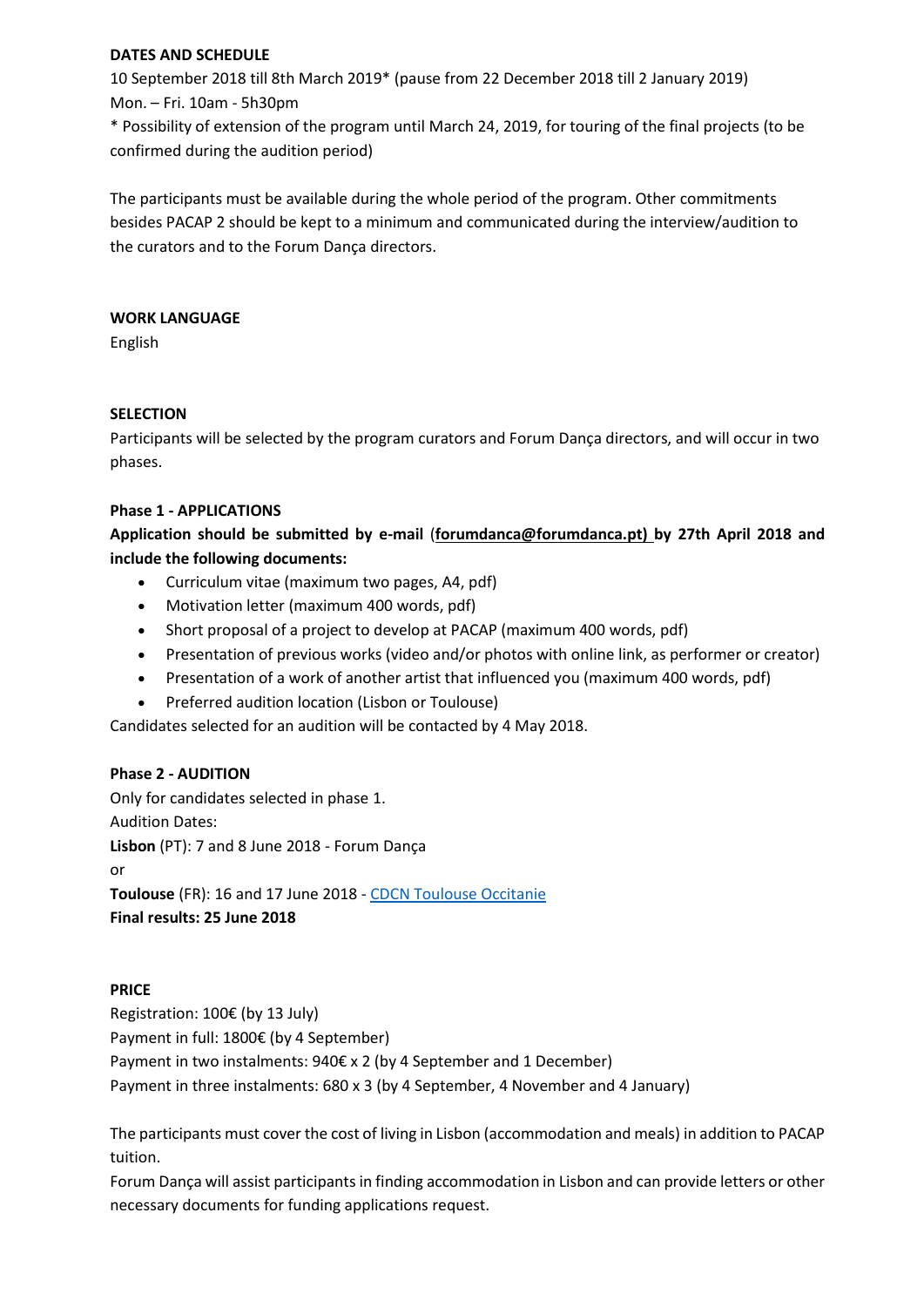**DATES AND SCHEDULE**

10 September 2018 till 8th March 2019* (pause from 22 December 2018 till 2 January 2019)
Mon. – Fri. 10am - 5h30pm
* Possibility of extension of the program until March 24, 2019, for touring of the final projects (to be confirmed during the audition period)

The participants must be available during the whole period of the program. Other commitments besides PACAP 2 should be kept to a minimum and communicated during the interview/audition to the curators and to the Forum Dança directors.

**WORK LANGUAGE**

English

**SELECTION**

Participants will be selected by the program curators and Forum Dança directors, and will occur in two phases.

**Phase 1 - APPLICATIONS**

**Application should be submitted by e-mail (forumdanca@forumdanca.pt) by 27th April 2018 and include the following documents:**

- Curriculum vitae (maximum two pages, A4, pdf)
- Motivation letter (maximum 400 words, pdf)
- Short proposal of a project to develop at PACAP (maximum 400 words, pdf)
- Presentation of previous works (video and/or photos with online link, as performer or creator)
- Presentation of a work of another artist that influenced you (maximum 400 words, pdf)
- Preferred audition location (Lisbon or Toulouse)

Candidates selected for an audition will be contacted by 4 May 2018.

**Phase 2 - AUDITION**

Only for candidates selected in phase 1.
Audition Dates:
**Lisbon** (PT): 7 and 8 June 2018 - Forum Dança
or
**Toulouse** (FR): 16 and 17 June 2018 - CDCN Toulouse Occitanie
**Final results: 25 June 2018**

**PRICE**

Registration: 100€ (by 13 July)
Payment in full: 1800€ (by 4 September)
Payment in two instalments: 940€ x 2 (by 4 September and 1 December)
Payment in three instalments: 680 x 3 (by 4 September, 4 November and 4 January)

The participants must cover the cost of living in Lisbon (accommodation and meals) in addition to PACAP tuition.
Forum Dança will assist participants in finding accommodation in Lisbon and can provide letters or other necessary documents for funding applications request.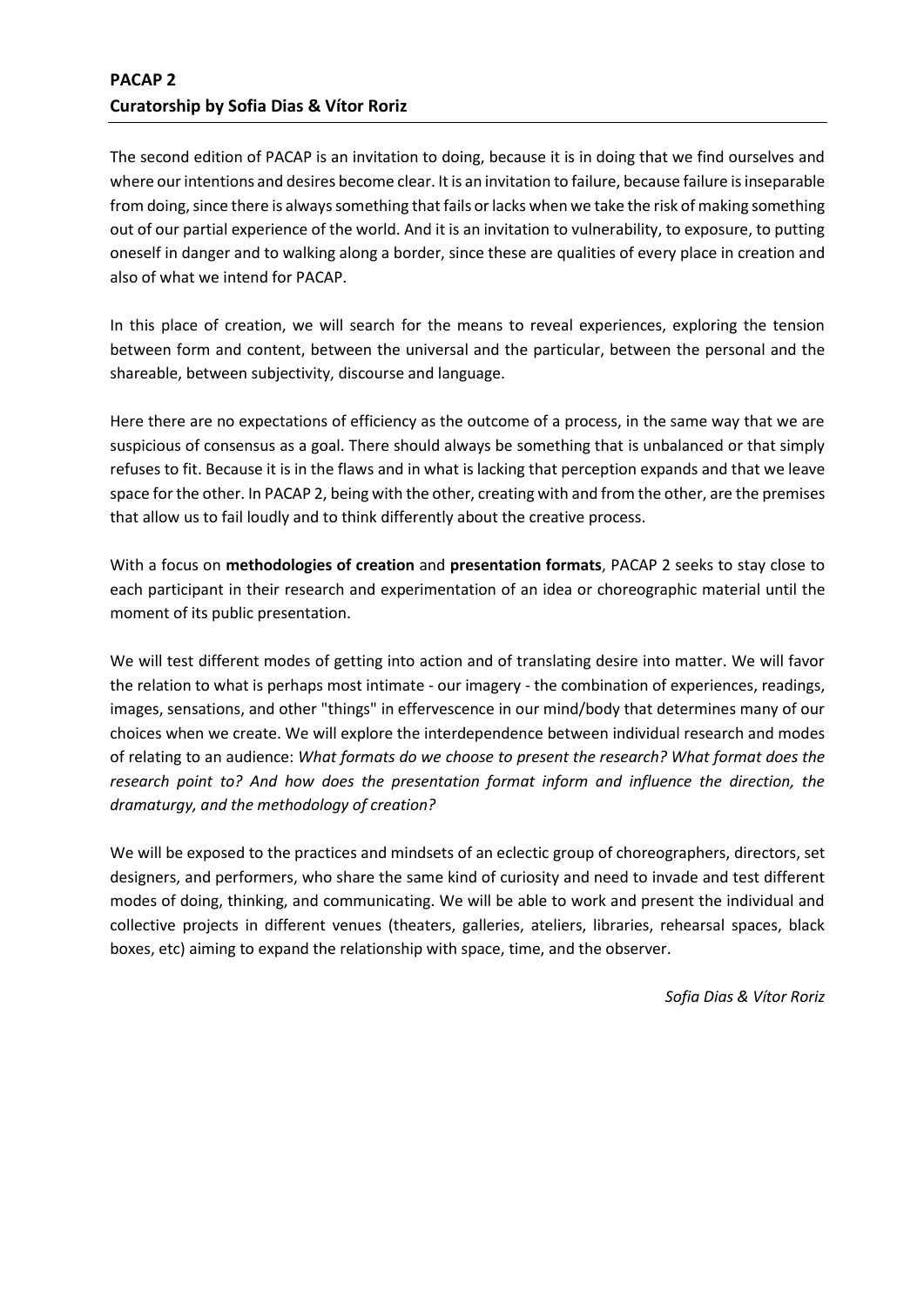## PACAP 2
## Curatorship by Sofia Dias & Vítor Roriz

The second edition of PACAP is an invitation to doing, because it is in doing that we find ourselves and where our intentions and desires become clear. It is an invitation to failure, because failure is inseparable from doing, since there is always something that fails or lacks when we take the risk of making something out of our partial experience of the world. And it is an invitation to vulnerability, to exposure, to putting oneself in danger and to walking along a border, since these are qualities of every place in creation and also of what we intend for PACAP.

In this place of creation, we will search for the means to reveal experiences, exploring the tension between form and content, between the universal and the particular, between the personal and the shareable, between subjectivity, discourse and language.

Here there are no expectations of efficiency as the outcome of a process, in the same way that we are suspicious of consensus as a goal. There should always be something that is unbalanced or that simply refuses to fit. Because it is in the flaws and in what is lacking that perception expands and that we leave space for the other. In PACAP 2, being with the other, creating with and from the other, are the premises that allow us to fail loudly and to think differently about the creative process.

With a focus on **methodologies of creation** and **presentation formats**, PACAP 2 seeks to stay close to each participant in their research and experimentation of an idea or choreographic material until the moment of its public presentation.

We will test different modes of getting into action and of translating desire into matter. We will favor the relation to what is perhaps most intimate - our imagery - the combination of experiences, readings, images, sensations, and other "things" in effervescence in our mind/body that determines many of our choices when we create. We will explore the interdependence between individual research and modes of relating to an audience: *What formats do we choose to present the research? What format does the research point to? And how does the presentation format inform and influence the direction, the dramaturgy, and the methodology of creation?*

We will be exposed to the practices and mindsets of an eclectic group of choreographers, directors, set designers, and performers, who share the same kind of curiosity and need to invade and test different modes of doing, thinking, and communicating. We will be able to work and present the individual and collective projects in different venues (theaters, galleries, ateliers, libraries, rehearsal spaces, black boxes, etc) aiming to expand the relationship with space, time, and the observer.

*Sofia Dias & Vítor Roriz*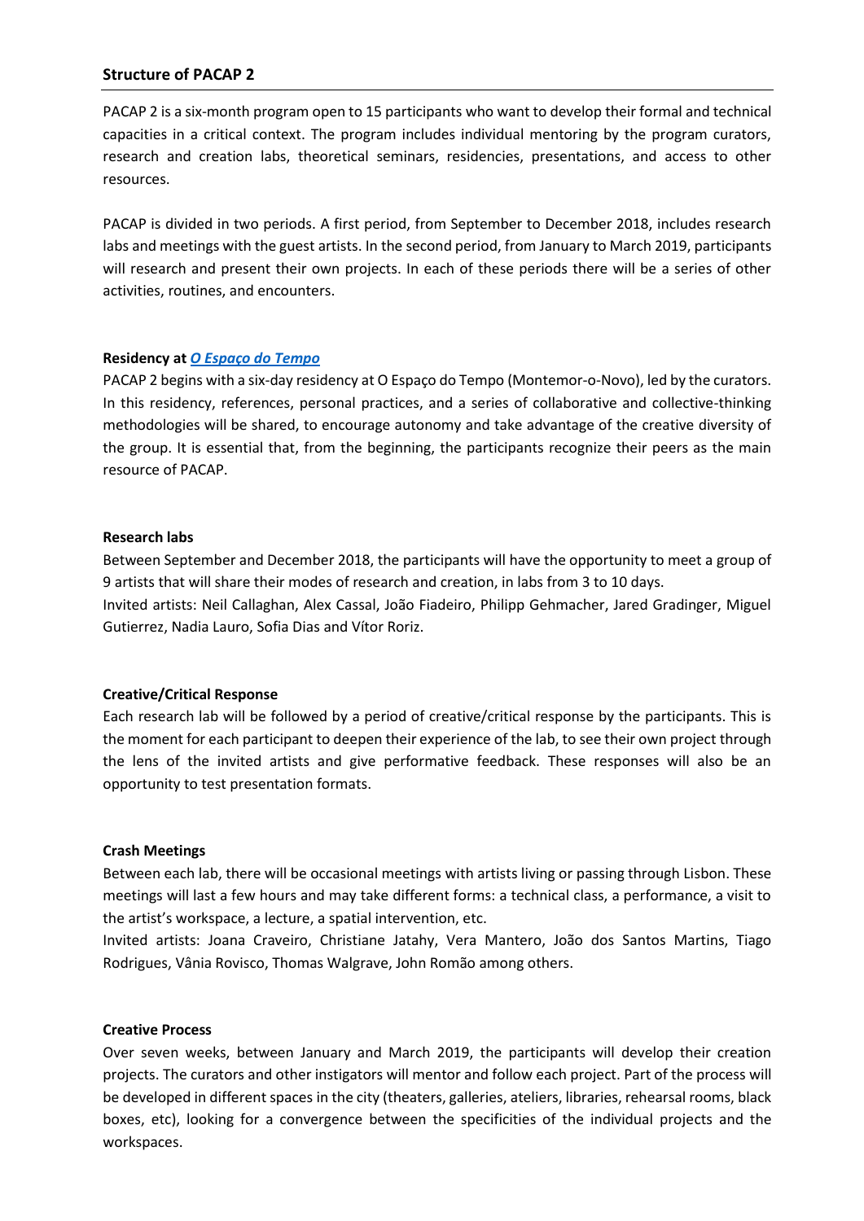## Structure of PACAP 2

PACAP 2 is a six-month program open to 15 participants who want to develop their formal and technical capacities in a critical context. The program includes individual mentoring by the program curators, research and creation labs, theoretical seminars, residencies, presentations, and access to other resources.

PACAP is divided in two periods. A first period, from September to December 2018, includes research labs and meetings with the guest artists. In the second period, from January to March 2019, participants will research and present their own projects. In each of these periods there will be a series of other activities, routines, and encounters.

**Residency at *O Espaço do Tempo***

PACAP 2 begins with a six-day residency at O Espaço do Tempo (Montemor-o-Novo), led by the curators. In this residency, references, personal practices, and a series of collaborative and collective-thinking methodologies will be shared, to encourage autonomy and take advantage of the creative diversity of the group. It is essential that, from the beginning, the participants recognize their peers as the main resource of PACAP.

**Research labs**

Between September and December 2018, the participants will have the opportunity to meet a group of 9 artists that will share their modes of research and creation, in labs from 3 to 10 days.
Invited artists: Neil Callaghan, Alex Cassal, João Fiadeiro, Philipp Gehmacher, Jared Gradinger, Miguel Gutierrez, Nadia Lauro, Sofia Dias and Vítor Roriz.

**Creative/Critical Response**

Each research lab will be followed by a period of creative/critical response by the participants. This is the moment for each participant to deepen their experience of the lab, to see their own project through the lens of the invited artists and give performative feedback. These responses will also be an opportunity to test presentation formats.

**Crash Meetings**

Between each lab, there will be occasional meetings with artists living or passing through Lisbon. These meetings will last a few hours and may take different forms: a technical class, a performance, a visit to the artist's workspace, a lecture, a spatial intervention, etc.
Invited artists: Joana Craveiro, Christiane Jatahy, Vera Mantero, João dos Santos Martins, Tiago Rodrigues, Vânia Rovisco, Thomas Walgrave, John Romão among others.

**Creative Process**

Over seven weeks, between January and March 2019, the participants will develop their creation projects. The curators and other instigators will mentor and follow each project. Part of the process will be developed in different spaces in the city (theaters, galleries, ateliers, libraries, rehearsal rooms, black boxes, etc), looking for a convergence between the specificities of the individual projects and the workspaces.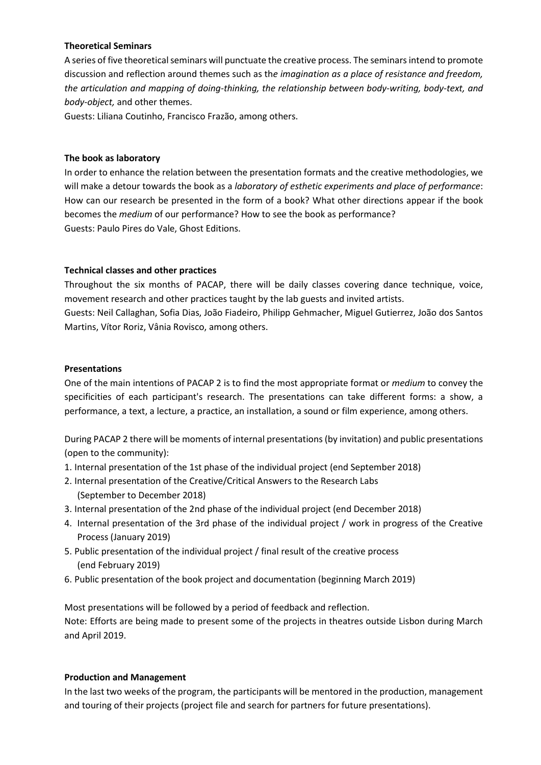**Theoretical Seminars**

A series of five theoretical seminars will punctuate the creative process. The seminars intend to promote discussion and reflection around themes such as th*e imagination as a place of resistance and freedom, the articulation and mapping of doing-thinking, the relationship between body-writing, body-text, and body-object,* and other themes.

Guests: Liliana Coutinho, Francisco Frazão, among others.

**The book as laboratory**

In order to enhance the relation between the presentation formats and the creative methodologies, we will make a detour towards the book as a *laboratory of esthetic experiments and place of performance*: How can our research be presented in the form of a book? What other directions appear if the book becomes the *medium* of our performance? How to see the book as performance?

Guests: Paulo Pires do Vale, Ghost Editions.

**Technical classes and other practices**

Throughout the six months of PACAP, there will be daily classes covering dance technique, voice, movement research and other practices taught by the lab guests and invited artists.

Guests: Neil Callaghan, Sofia Dias, João Fiadeiro, Philipp Gehmacher, Miguel Gutierrez, João dos Santos Martins, Vítor Roriz, Vânia Rovisco, among others.

**Presentations**

One of the main intentions of PACAP 2 is to find the most appropriate format or *medium* to convey the specificities of each participant's research. The presentations can take different forms: a show, a performance, a text, a lecture, a practice, an installation, a sound or film experience, among others.

During PACAP 2 there will be moments of internal presentations (by invitation) and public presentations (open to the community):

1. Internal presentation of the 1st phase of the individual project (end September 2018)
2. Internal presentation of the Creative/Critical Answers to the Research Labs (September to December 2018)
3. Internal presentation of the 2nd phase of the individual project (end December 2018)
4. Internal presentation of the 3rd phase of the individual project / work in progress of the Creative Process (January 2019)
5. Public presentation of the individual project / final result of the creative process (end February 2019)
6. Public presentation of the book project and documentation (beginning March 2019)

Most presentations will be followed by a period of feedback and reflection.

Note: Efforts are being made to present some of the projects in theatres outside Lisbon during March and April 2019.

**Production and Management**

In the last two weeks of the program, the participants will be mentored in the production, management and touring of their projects (project file and search for partners for future presentations).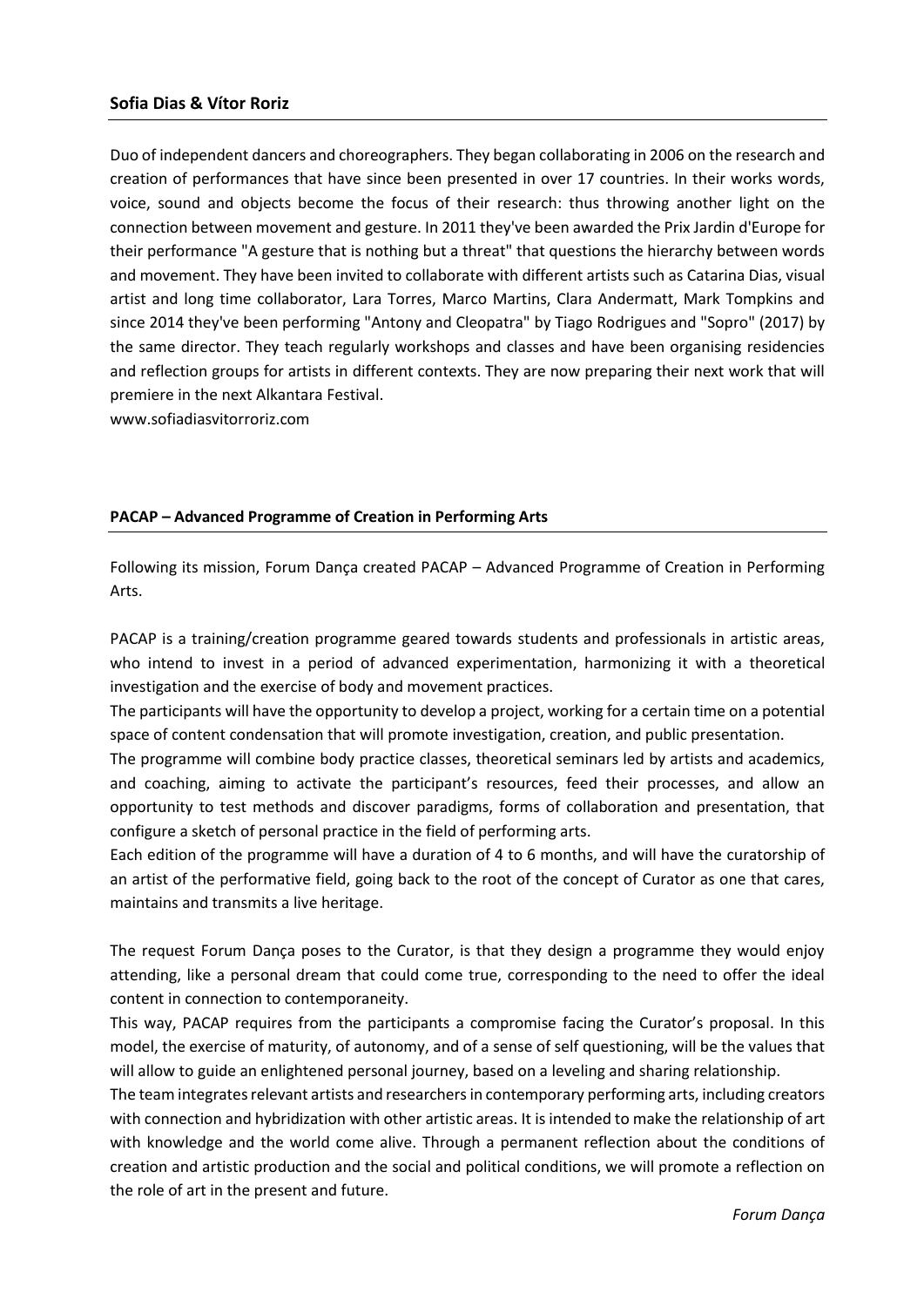**Sofia Dias & Vítor Roriz**

Duo of independent dancers and choreographers. They began collaborating in 2006 on the research and creation of performances that have since been presented in over 17 countries. In their works words, voice, sound and objects become the focus of their research: thus throwing another light on the connection between movement and gesture. In 2011 they've been awarded the Prix Jardin d'Europe for their performance "A gesture that is nothing but a threat" that questions the hierarchy between words and movement. They have been invited to collaborate with different artists such as Catarina Dias, visual artist and long time collaborator, Lara Torres, Marco Martins, Clara Andermatt, Mark Tompkins and since 2014 they've been performing "Antony and Cleopatra" by Tiago Rodrigues and "Sopro" (2017) by the same director. They teach regularly workshops and classes and have been organising residencies and reflection groups for artists in different contexts. They are now preparing their next work that will premiere in the next Alkantara Festival.
www.sofiadiasvitorroriz.com

**PACAP – Advanced Programme of Creation in Performing Arts**

Following its mission, Forum Dança created PACAP – Advanced Programme of Creation in Performing Arts.

PACAP is a training/creation programme geared towards students and professionals in artistic areas, who intend to invest in a period of advanced experimentation, harmonizing it with a theoretical investigation and the exercise of body and movement practices.
The participants will have the opportunity to develop a project, working for a certain time on a potential space of content condensation that will promote investigation, creation, and public presentation.
The programme will combine body practice classes, theoretical seminars led by artists and academics, and coaching, aiming to activate the participant's resources, feed their processes, and allow an opportunity to test methods and discover paradigms, forms of collaboration and presentation, that configure a sketch of personal practice in the field of performing arts.
Each edition of the programme will have a duration of 4 to 6 months, and will have the curatorship of an artist of the performative field, going back to the root of the concept of Curator as one that cares, maintains and transmits a live heritage.

The request Forum Dança poses to the Curator, is that they design a programme they would enjoy attending, like a personal dream that could come true, corresponding to the need to offer the ideal content in connection to contemporaneity.
This way, PACAP requires from the participants a compromise facing the Curator's proposal. In this model, the exercise of maturity, of autonomy, and of a sense of self questioning, will be the values that will allow to guide an enlightened personal journey, based on a leveling and sharing relationship.
The team integrates relevant artists and researchers in contemporary performing arts, including creators with connection and hybridization with other artistic areas. It is intended to make the relationship of art with knowledge and the world come alive. Through a permanent reflection about the conditions of creation and artistic production and the social and political conditions, we will promote a reflection on the role of art in the present and future.

*Forum Dança*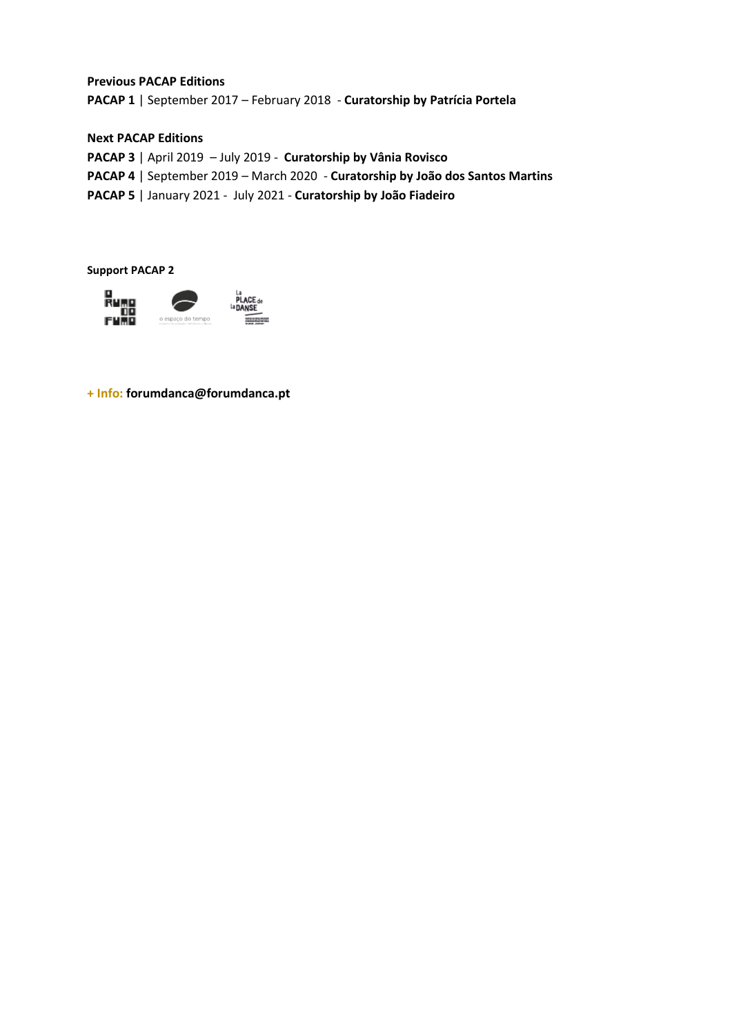**Previous PACAP Editions**

**PACAP 1** | September 2017 – February 2018 - **Curatorship by Patrícia Portela**

**Next PACAP Editions**

**PACAP 3** | April 2019 – July 2019 - **Curatorship by Vânia Rovisco**

**PACAP 4** | September 2019 – March 2020 - **Curatorship by João dos Santos Martins**

**PACAP 5** | January 2021 - July 2021 - **Curatorship by João Fiadeiro**

**Support PACAP 2**

**+ Info: forumdanca@forumdanca.pt**